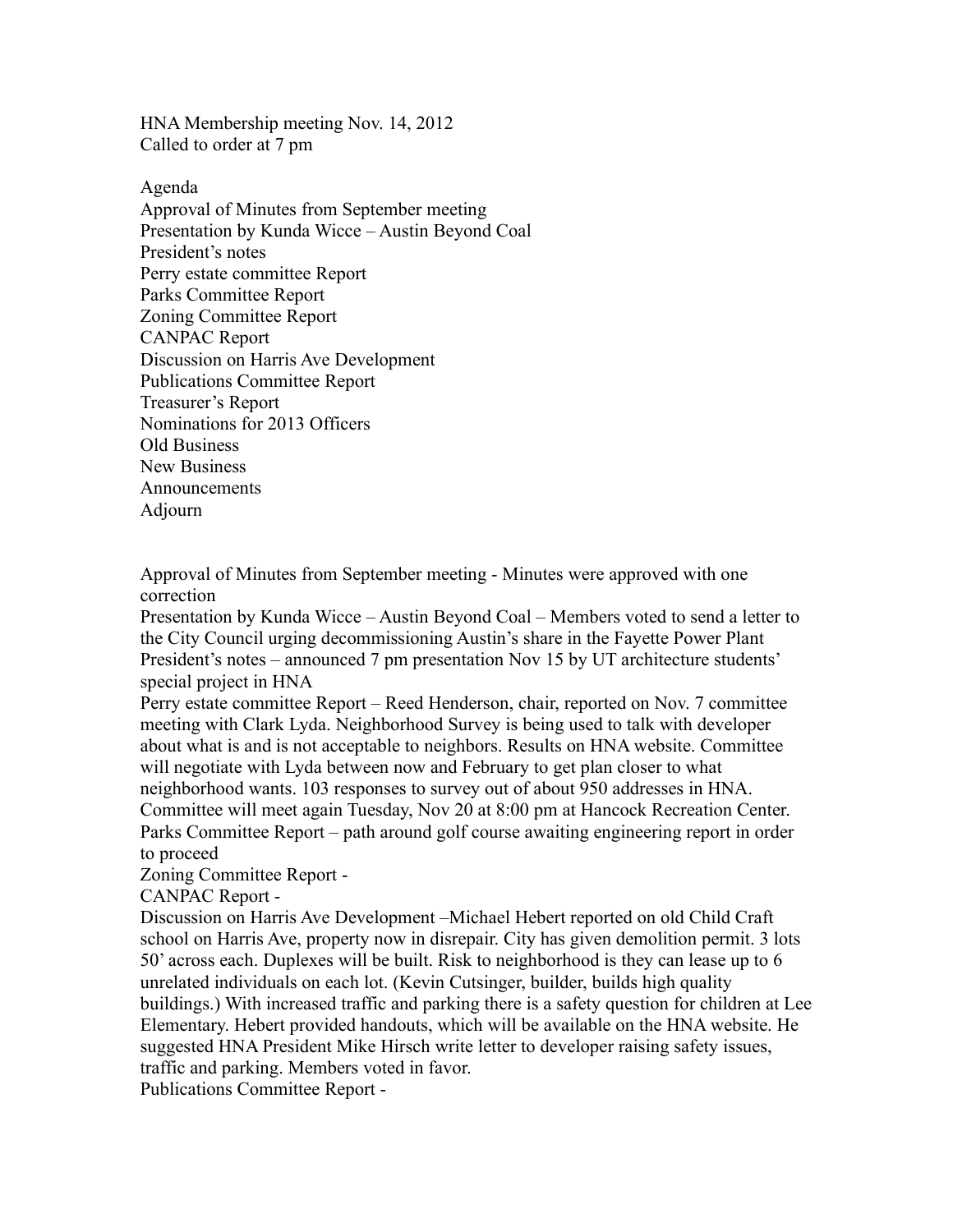HNA Membership meeting Nov. 14, 2012
Called to order at 7 pm

Agenda
Approval of Minutes from September meeting
Presentation by Kunda Wicce – Austin Beyond Coal
President's notes
Perry estate committee Report
Parks Committee Report
Zoning Committee Report
CANPAC Report
Discussion on Harris Ave Development
Publications Committee Report
Treasurer's Report
Nominations for 2013 Officers
Old Business
New Business
Announcements
Adjourn

Approval of Minutes from September meeting - Minutes were approved with one correction
Presentation by Kunda Wicce – Austin Beyond Coal – Members voted to send a letter to the City Council urging decommissioning Austin's share in the Fayette Power Plant
President's notes – announced 7 pm presentation Nov 15 by UT architecture students' special project in HNA
Perry estate committee Report – Reed Henderson, chair, reported on Nov. 7 committee meeting with Clark Lyda. Neighborhood Survey is being used to talk with developer about what is and is not acceptable to neighbors. Results on HNA website. Committee will negotiate with Lyda between now and February to get plan closer to what neighborhood wants. 103 responses to survey out of about 950 addresses in HNA. Committee will meet again Tuesday, Nov 20 at 8:00 pm at Hancock Recreation Center.
Parks Committee Report – path around golf course awaiting engineering report in order to proceed
Zoning Committee Report -
CANPAC Report -
Discussion on Harris Ave Development –Michael Hebert reported on old Child Craft school on Harris Ave, property now in disrepair. City has given demolition permit. 3 lots 50' across each. Duplexes will be built. Risk to neighborhood is they can lease up to 6 unrelated individuals on each lot. (Kevin Cutsinger, builder, builds high quality buildings.) With increased traffic and parking there is a safety question for children at Lee Elementary. Hebert provided handouts, which will be available on the HNA website. He suggested HNA President Mike Hirsch write letter to developer raising safety issues, traffic and parking. Members voted in favor.
Publications Committee Report -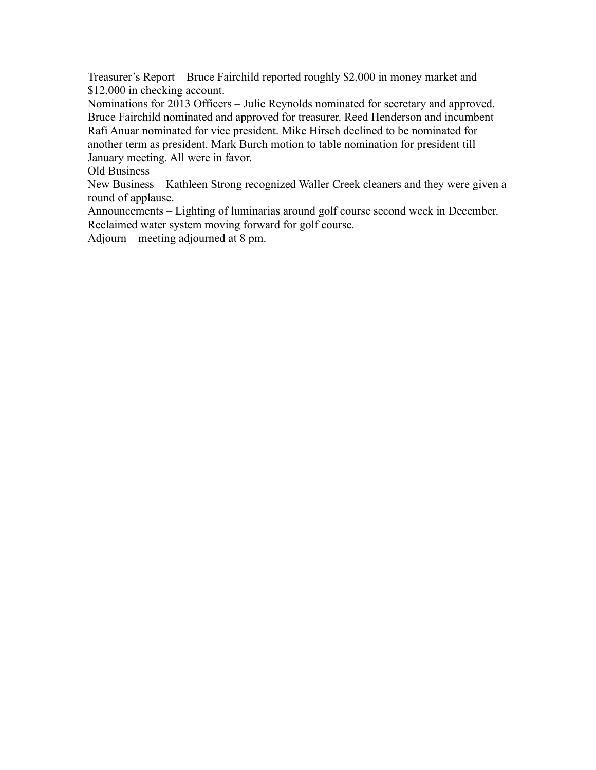Treasurer's Report – Bruce Fairchild reported roughly $2,000 in money market and $12,000 in checking account.

Nominations for 2013 Officers – Julie Reynolds nominated for secretary and approved. Bruce Fairchild nominated and approved for treasurer. Reed Henderson and incumbent Rafi Anuar nominated for vice president. Mike Hirsch declined to be nominated for another term as president. Mark Burch motion to table nomination for president till January meeting. All were in favor.

Old Business

New Business – Kathleen Strong recognized Waller Creek cleaners and they were given a round of applause.

Announcements – Lighting of luminarias around golf course second week in December. Reclaimed water system moving forward for golf course.

Adjourn – meeting adjourned at 8 pm.